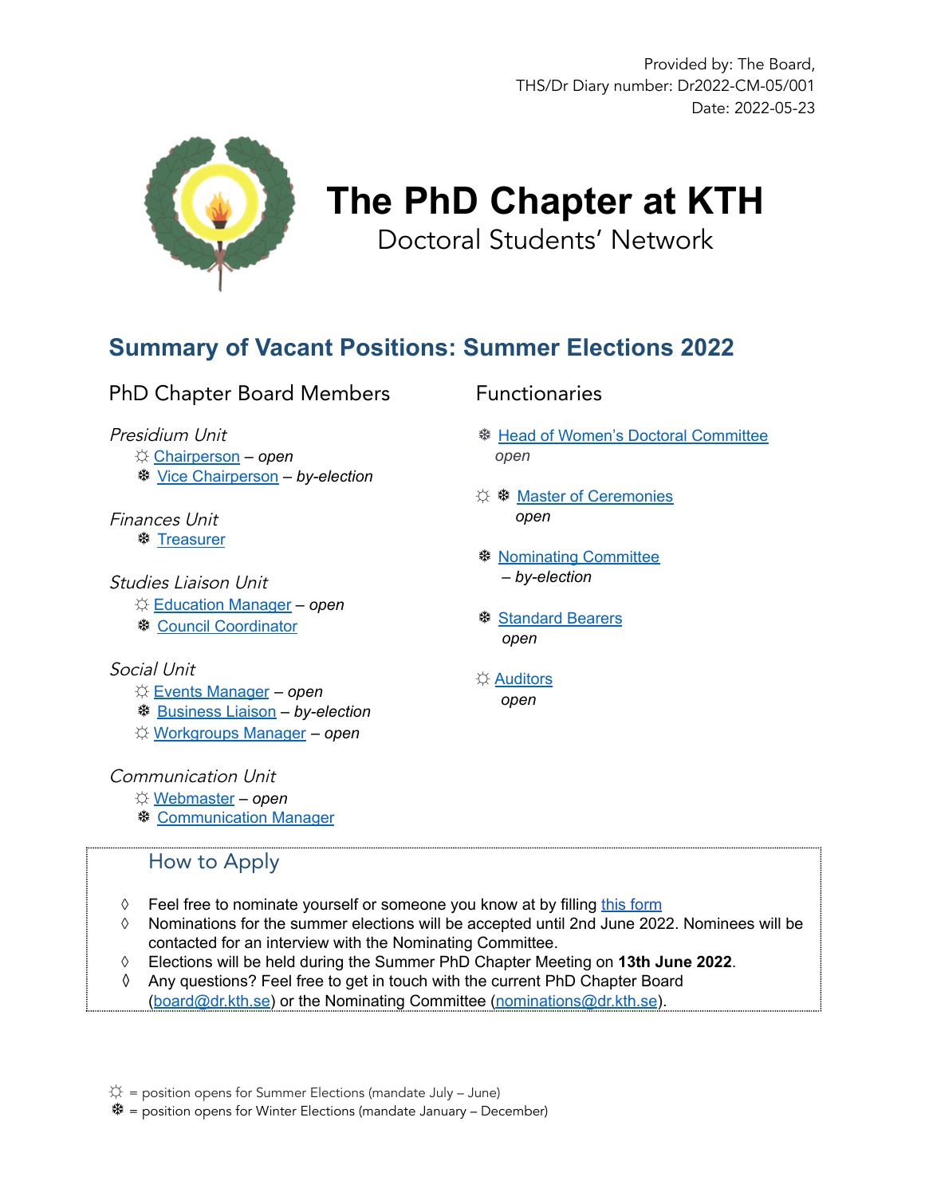Provided by: The Board,
THS/Dr Diary number: Dr2022-CM-05/001
Date: 2022-05-23

# The PhD Chapter at KTH

Doctoral Students' Network

## Summary of Vacant Positions: Summer Elections 2022

### PhD Chapter Board Members

*Presidium Unit*

- ☼ Chairperson – *open*
- ❄ Vice Chairperson – *by-election*

*Finances Unit*

- ❄ Treasurer

*Studies Liaison Unit*

- ☼ Education Manager – *open*
- ❄ Council Coordinator

*Social Unit*

- ☼ Events Manager – *open*
- ❄ Business Liaison – *by-election*
- ☼ Workgroups Manager – *open*

*Communication Unit*

- ☼ Webmaster – *open*
- ❄ Communication Manager

### Functionaries

- ❄ Head of Women's Doctoral Committee
  *open*
- ☼ ❄ Master of Ceremonies
  *open*
- ❄ Nominating Committee
  *– by-election*
- ❄ Standard Bearers
  *open*
- ☼ Auditors
  *open*

### How to Apply

- ◊ Feel free to nominate yourself or someone you know at by filling this form
- ◊ Nominations for the summer elections will be accepted until 2nd June 2022. Nominees will be contacted for an interview with the Nominating Committee.
- ◊ Elections will be held during the Summer PhD Chapter Meeting on **13th June 2022**.
- ◊ Any questions? Feel free to get in touch with the current PhD Chapter Board (board@dr.kth.se) or the Nominating Committee (nominations@dr.kth.se).

☼ = position opens for Summer Elections (mandate July – June)
❄ = position opens for Winter Elections (mandate January – December)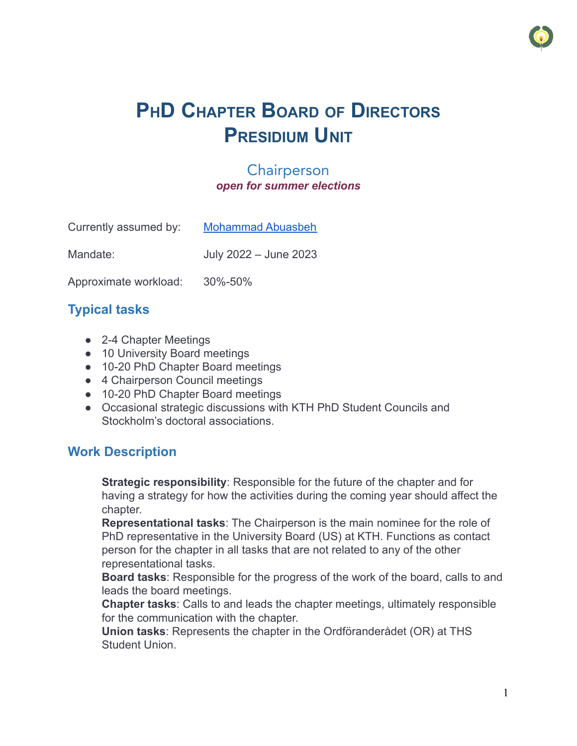# PhD Chapter Board of Directors
# Presidium Unit

## Chairperson

***open for summer elections***

| | |
|---|---|
| Currently assumed by: | [Mohammad Abuasbeh]() |
| Mandate: | July 2022 – June 2023 |
| Approximate workload: | 30%-50% |

### Typical tasks

- 2-4 Chapter Meetings
- 10 University Board meetings
- 10-20 PhD Chapter Board meetings
- 4 Chairperson Council meetings
- 10-20 PhD Chapter Board meetings
- Occasional strategic discussions with KTH PhD Student Councils and Stockholm's doctoral associations.

### Work Description

**Strategic responsibility**: Responsible for the future of the chapter and for having a strategy for how the activities during the coming year should affect the chapter.

**Representational tasks**: The Chairperson is the main nominee for the role of PhD representative in the University Board (US) at KTH. Functions as contact person for the chapter in all tasks that are not related to any of the other representational tasks.

**Board tasks**: Responsible for the progress of the work of the board, calls to and leads the board meetings.

**Chapter tasks**: Calls to and leads the chapter meetings, ultimately responsible for the communication with the chapter.

**Union tasks**: Represents the chapter in the Ordföranderådet (OR) at THS Student Union.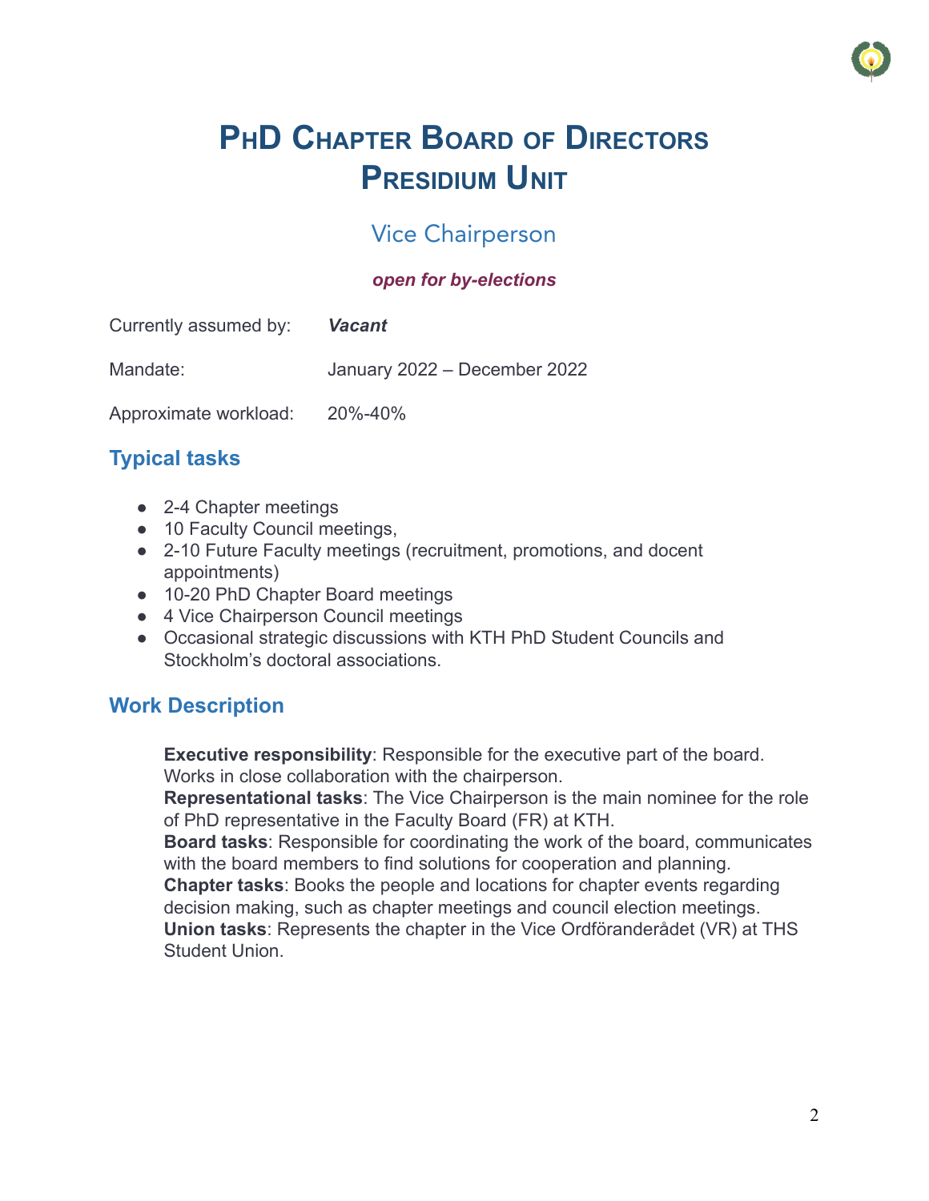# PhD Chapter Board of Directors Presidium Unit

## Vice Chairperson

***open for by-elections***

| | |
|---|---|
| Currently assumed by: | ***Vacant*** |
| Mandate: | January 2022 – December 2022 |
| Approximate workload: | 20%-40% |

### Typical tasks

- 2-4 Chapter meetings
- 10 Faculty Council meetings,
- 2-10 Future Faculty meetings (recruitment, promotions, and docent appointments)
- 10-20 PhD Chapter Board meetings
- 4 Vice Chairperson Council meetings
- Occasional strategic discussions with KTH PhD Student Councils and Stockholm's doctoral associations.

### Work Description

**Executive responsibility**: Responsible for the executive part of the board. Works in close collaboration with the chairperson.
**Representational tasks**: The Vice Chairperson is the main nominee for the role of PhD representative in the Faculty Board (FR) at KTH.
**Board tasks**: Responsible for coordinating the work of the board, communicates with the board members to find solutions for cooperation and planning.
**Chapter tasks**: Books the people and locations for chapter events regarding decision making, such as chapter meetings and council election meetings.
**Union tasks**: Represents the chapter in the Vice Ordföranderådet (VR) at THS Student Union.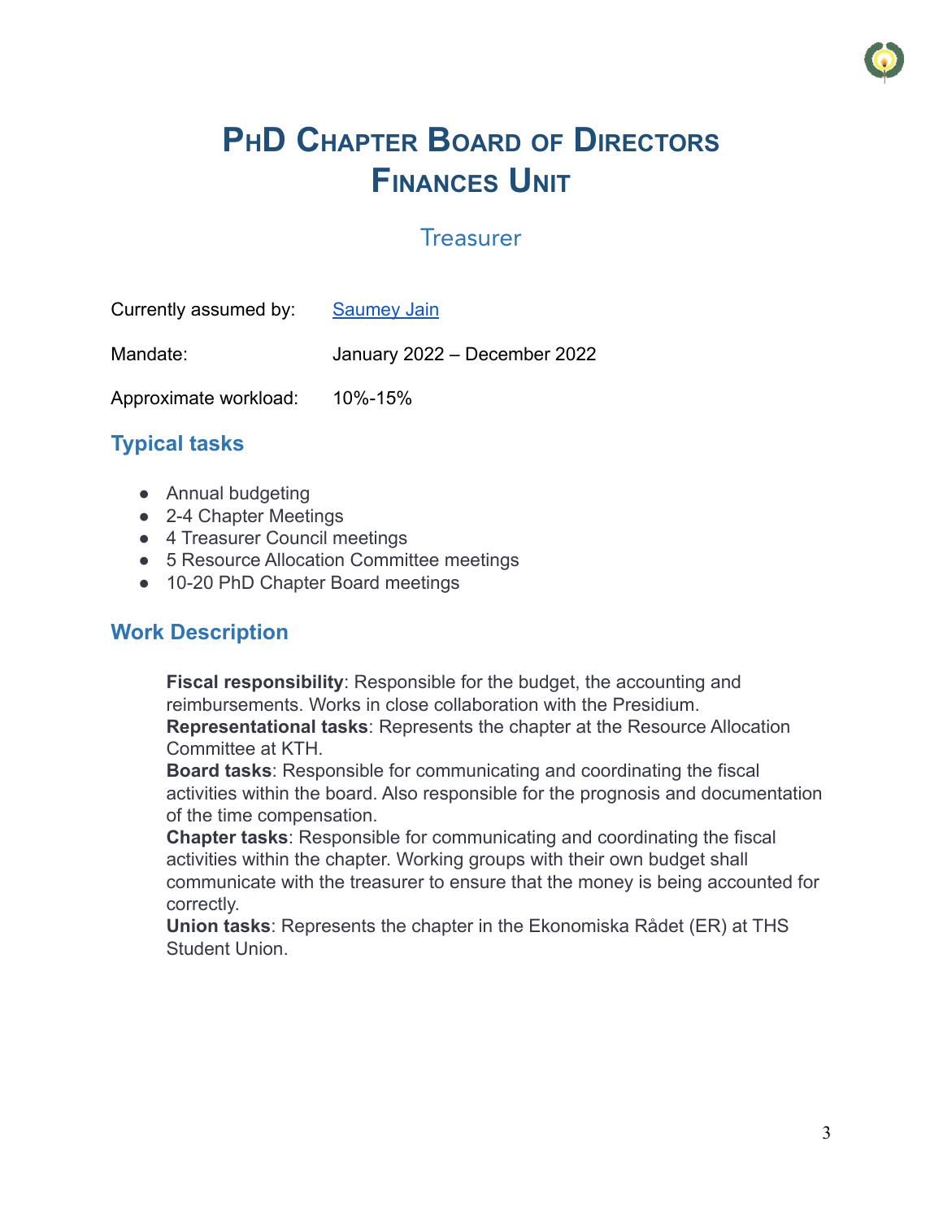# PhD Chapter Board of Directors
# Finances Unit

## Treasurer

Currently assumed by: [Saumey Jain]

Mandate: January 2022 – December 2022

Approximate workload: 10%-15%

### Typical tasks

- Annual budgeting
- 2-4 Chapter Meetings
- 4 Treasurer Council meetings
- 5 Resource Allocation Committee meetings
- 10-20 PhD Chapter Board meetings

### Work Description

**Fiscal responsibility**: Responsible for the budget, the accounting and reimbursements. Works in close collaboration with the Presidium.

**Representational tasks**: Represents the chapter at the Resource Allocation Committee at KTH.

**Board tasks**: Responsible for communicating and coordinating the fiscal activities within the board. Also responsible for the prognosis and documentation of the time compensation.

**Chapter tasks**: Responsible for communicating and coordinating the fiscal activities within the chapter. Working groups with their own budget shall communicate with the treasurer to ensure that the money is being accounted for correctly.

**Union tasks**: Represents the chapter in the Ekonomiska Rådet (ER) at THS Student Union.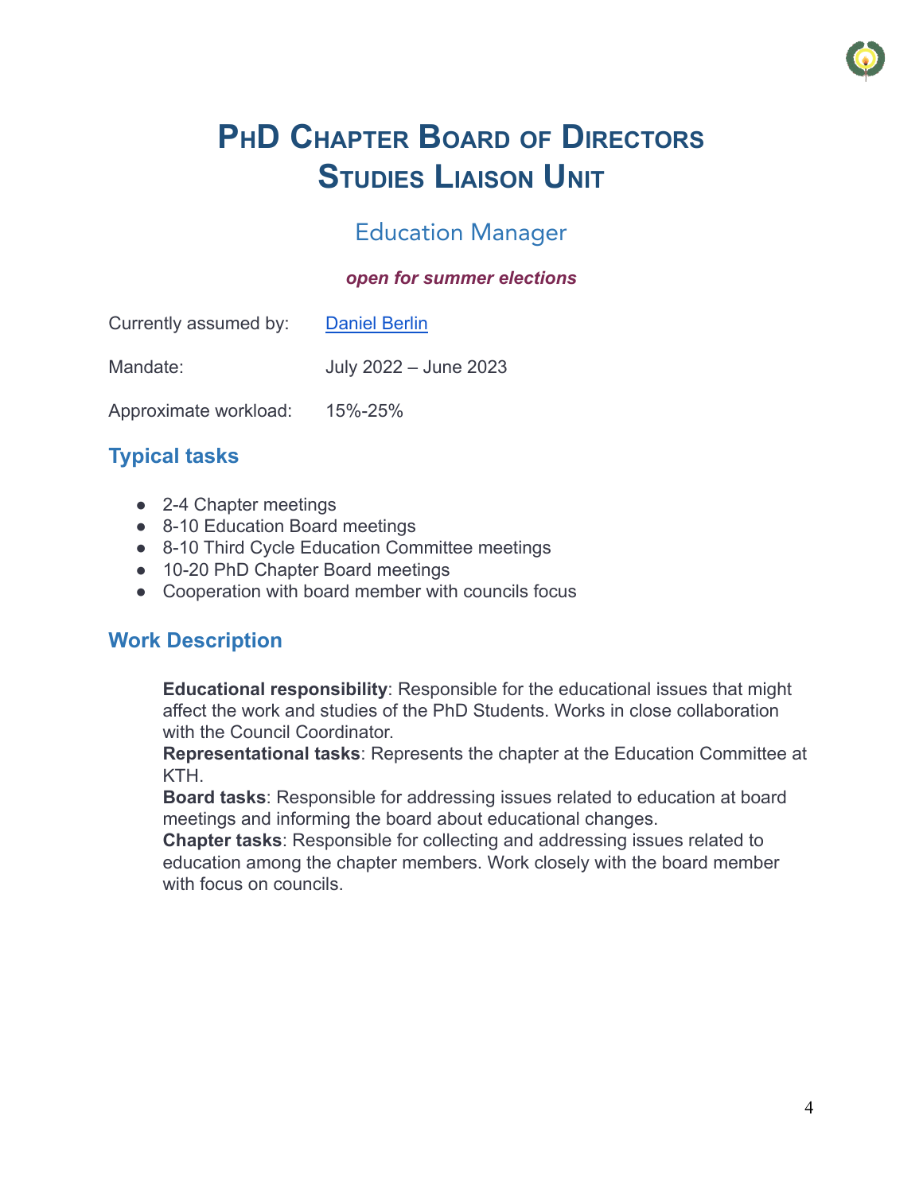# PhD Chapter Board of Directors
# Studies Liaison Unit

## Education Manager

***open for summer elections***

Currently assumed by: [Daniel Berlin]

Mandate: July 2022 – June 2023

Approximate workload: 15%-25%

### Typical tasks

- 2-4 Chapter meetings
- 8-10 Education Board meetings
- 8-10 Third Cycle Education Committee meetings
- 10-20 PhD Chapter Board meetings
- Cooperation with board member with councils focus

### Work Description

**Educational responsibility**: Responsible for the educational issues that might affect the work and studies of the PhD Students. Works in close collaboration with the Council Coordinator.

**Representational tasks**: Represents the chapter at the Education Committee at KTH.

**Board tasks**: Responsible for addressing issues related to education at board meetings and informing the board about educational changes.

**Chapter tasks**: Responsible for collecting and addressing issues related to education among the chapter members. Work closely with the board member with focus on councils.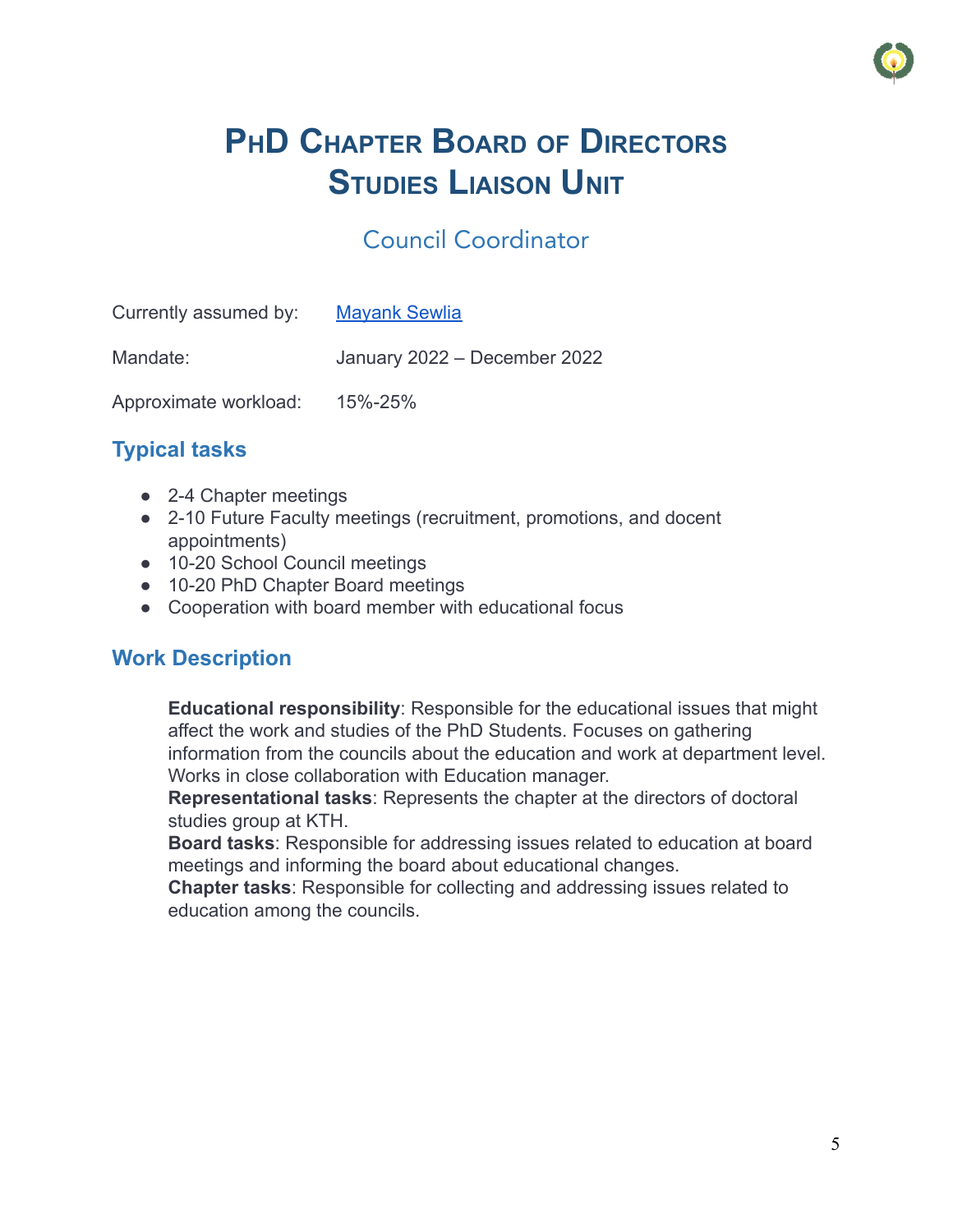# PhD Chapter Board of Directors
# Studies Liaison Unit

## Council Coordinator

Currently assumed by: [Mayank Sewlia]

Mandate: January 2022 – December 2022

Approximate workload: 15%-25%

### Typical tasks

- 2-4 Chapter meetings
- 2-10 Future Faculty meetings (recruitment, promotions, and docent appointments)
- 10-20 School Council meetings
- 10-20 PhD Chapter Board meetings
- Cooperation with board member with educational focus

### Work Description

**Educational responsibility**: Responsible for the educational issues that might affect the work and studies of the PhD Students. Focuses on gathering information from the councils about the education and work at department level. Works in close collaboration with Education manager.
**Representational tasks**: Represents the chapter at the directors of doctoral studies group at KTH.
**Board tasks**: Responsible for addressing issues related to education at board meetings and informing the board about educational changes.
**Chapter tasks**: Responsible for collecting and addressing issues related to education among the councils.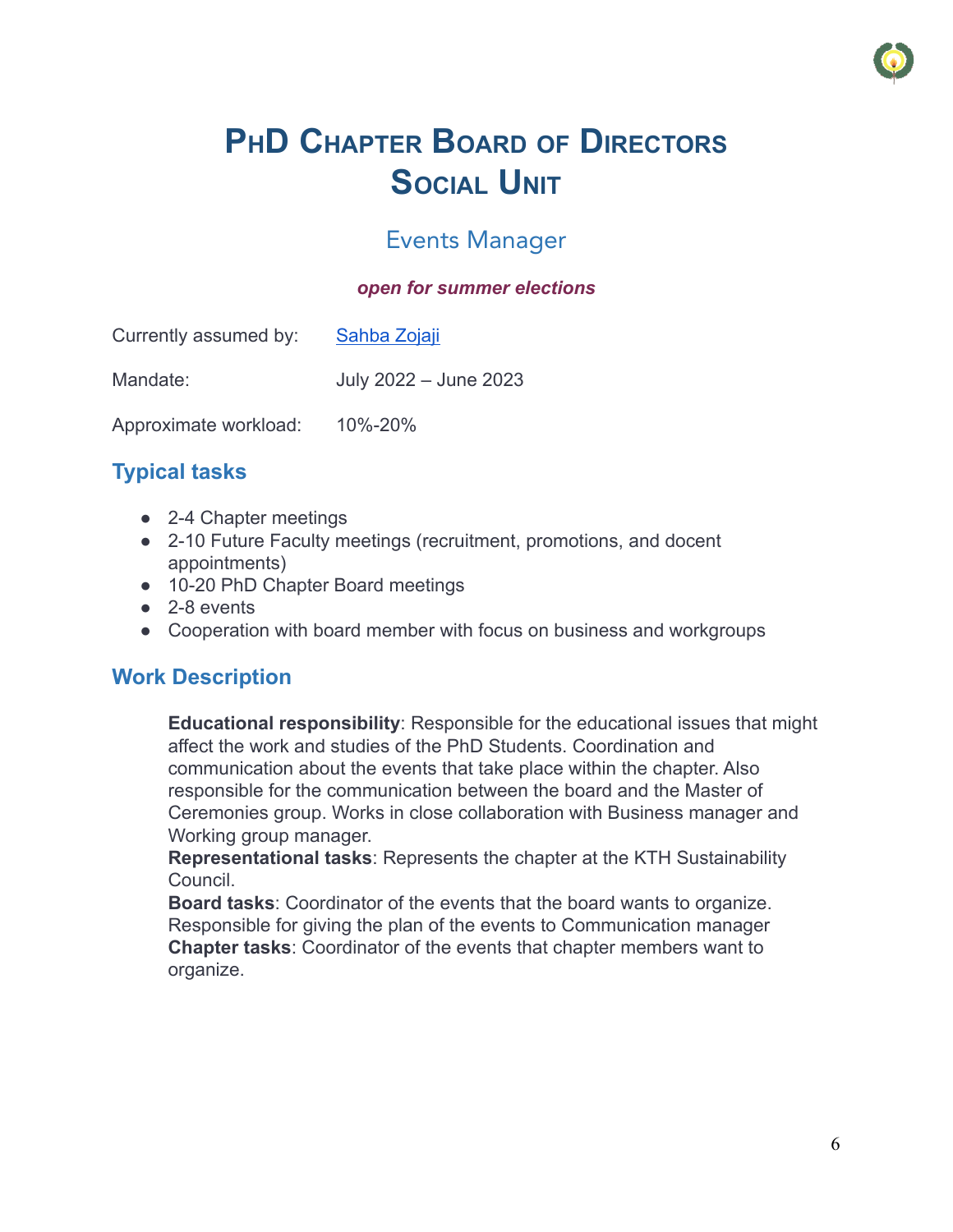# PhD Chapter Board of Directors
# Social Unit

## Events Manager

***open for summer elections***

Currently assumed by: [Sahba Zojaji]

Mandate: July 2022 – June 2023

Approximate workload: 10%-20%

### Typical tasks

- 2-4 Chapter meetings
- 2-10 Future Faculty meetings (recruitment, promotions, and docent appointments)
- 10-20 PhD Chapter Board meetings
- 2-8 events
- Cooperation with board member with focus on business and workgroups

### Work Description

**Educational responsibility**: Responsible for the educational issues that might affect the work and studies of the PhD Students. Coordination and communication about the events that take place within the chapter. Also responsible for the communication between the board and the Master of Ceremonies group. Works in close collaboration with Business manager and Working group manager.
**Representational tasks**: Represents the chapter at the KTH Sustainability Council.
**Board tasks**: Coordinator of the events that the board wants to organize. Responsible for giving the plan of the events to Communication manager
**Chapter tasks**: Coordinator of the events that chapter members want to organize.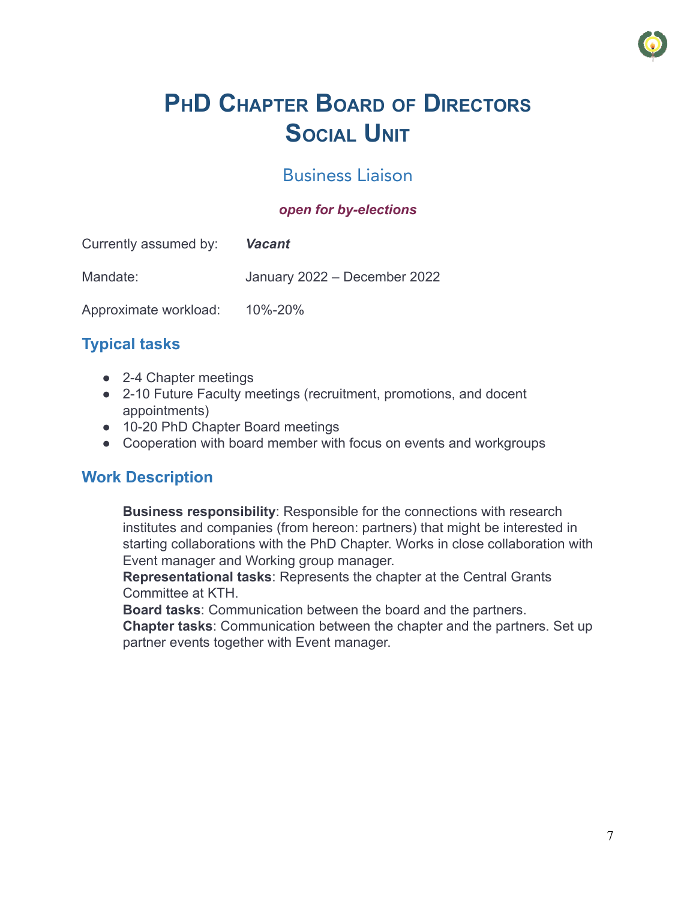# PhD Chapter Board of Directors
# Social Unit

## Business Liaison

***open for by-elections***

Currently assumed by: ***Vacant***

Mandate: January 2022 – December 2022

Approximate workload: 10%-20%

### Typical tasks

- 2-4 Chapter meetings
- 2-10 Future Faculty meetings (recruitment, promotions, and docent appointments)
- 10-20 PhD Chapter Board meetings
- Cooperation with board member with focus on events and workgroups

### Work Description

**Business responsibility**: Responsible for the connections with research institutes and companies (from hereon: partners) that might be interested in starting collaborations with the PhD Chapter. Works in close collaboration with Event manager and Working group manager.
**Representational tasks**: Represents the chapter at the Central Grants Committee at KTH.
**Board tasks**: Communication between the board and the partners.
**Chapter tasks**: Communication between the chapter and the partners. Set up partner events together with Event manager.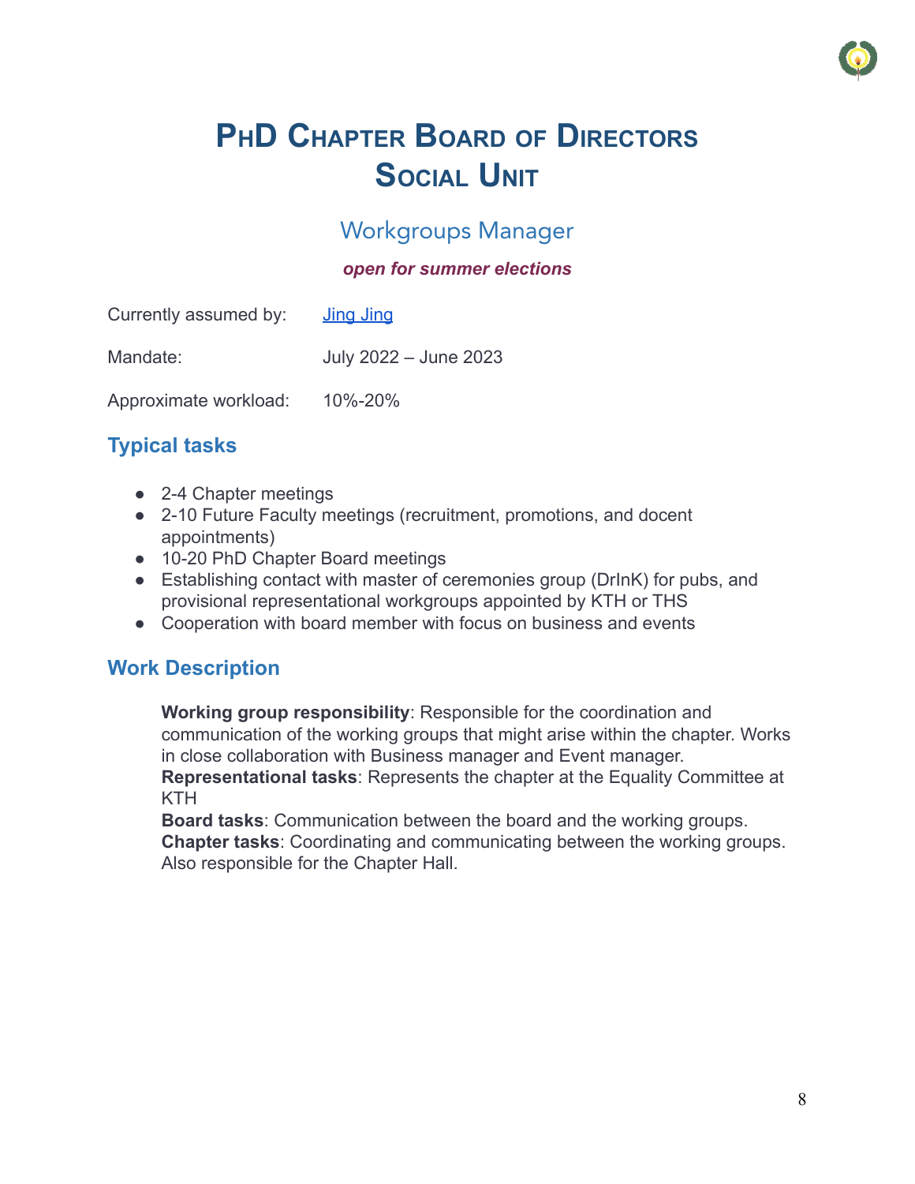# PhD Chapter Board of Directors
# Social Unit

## Workgroups Manager

***open for summer elections***

| | |
|---|---|
| Currently assumed by: | Jing Jing |
| Mandate: | July 2022 – June 2023 |
| Approximate workload: | 10%-20% |

### Typical tasks

- 2-4 Chapter meetings
- 2-10 Future Faculty meetings (recruitment, promotions, and docent appointments)
- 10-20 PhD Chapter Board meetings
- Establishing contact with master of ceremonies group (DrInK) for pubs, and provisional representational workgroups appointed by KTH or THS
- Cooperation with board member with focus on business and events

### Work Description

**Working group responsibility**: Responsible for the coordination and communication of the working groups that might arise within the chapter. Works in close collaboration with Business manager and Event manager.
**Representational tasks**: Represents the chapter at the Equality Committee at KTH
**Board tasks**: Communication between the board and the working groups.
**Chapter tasks**: Coordinating and communicating between the working groups. Also responsible for the Chapter Hall.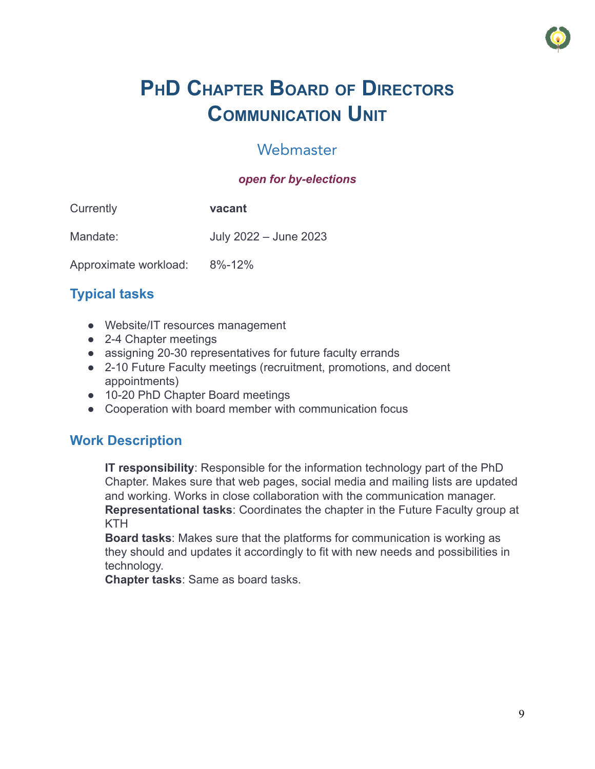# PhD Chapter Board of Directors
# Communication Unit

## Webmaster

***open for by-elections***

| | |
|---|---|
| Currently | **vacant** |
| Mandate: | July 2022 – June 2023 |
| Approximate workload: | 8%-12% |

### Typical tasks

- Website/IT resources management
- 2-4 Chapter meetings
- assigning 20-30 representatives for future faculty errands
- 2-10 Future Faculty meetings (recruitment, promotions, and docent appointments)
- 10-20 PhD Chapter Board meetings
- Cooperation with board member with communication focus

### Work Description

**IT responsibility**: Responsible for the information technology part of the PhD Chapter. Makes sure that web pages, social media and mailing lists are updated and working. Works in close collaboration with the communication manager.
**Representational tasks**: Coordinates the chapter in the Future Faculty group at KTH
**Board tasks**: Makes sure that the platforms for communication is working as they should and updates it accordingly to fit with new needs and possibilities in technology.
**Chapter tasks**: Same as board tasks.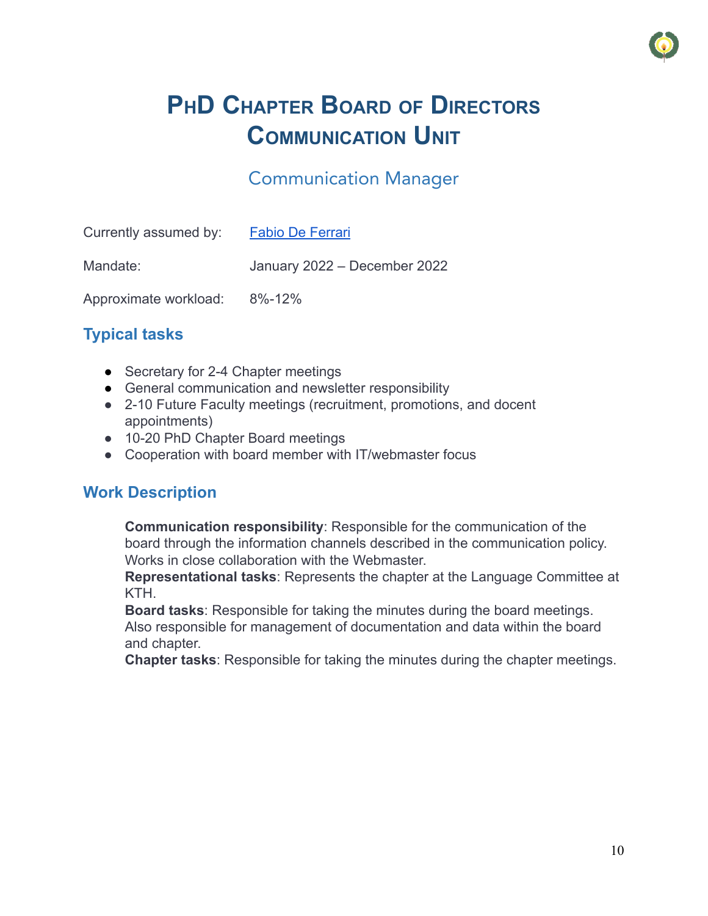# PhD Chapter Board of Directors
# Communication Unit

## Communication Manager

| | |
|---|---|
| Currently assumed by: | Fabio De Ferrari |
| Mandate: | January 2022 – December 2022 |
| Approximate workload: | 8%-12% |

### Typical tasks

- Secretary for 2-4 Chapter meetings
- General communication and newsletter responsibility
- 2-10 Future Faculty meetings (recruitment, promotions, and docent appointments)
- 10-20 PhD Chapter Board meetings
- Cooperation with board member with IT/webmaster focus

### Work Description

**Communication responsibility**: Responsible for the communication of the board through the information channels described in the communication policy. Works in close collaboration with the Webmaster.
**Representational tasks**: Represents the chapter at the Language Committee at KTH.
**Board tasks**: Responsible for taking the minutes during the board meetings. Also responsible for management of documentation and data within the board and chapter.
**Chapter tasks**: Responsible for taking the minutes during the chapter meetings.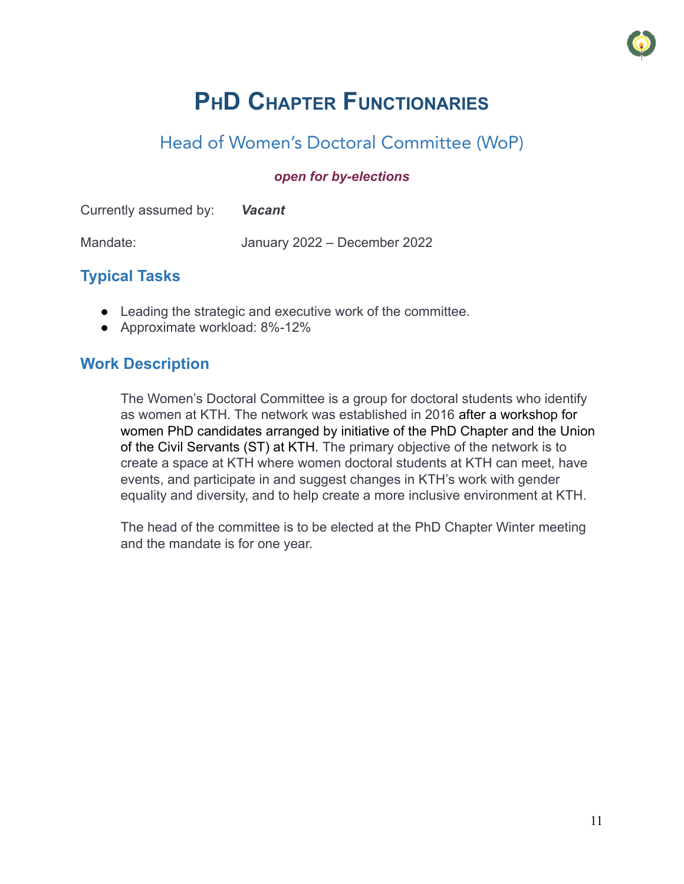# PhD Chapter Functionaries

## Head of Women's Doctoral Committee (WoP)

***open for by-elections***

Currently assumed by: ***Vacant***

Mandate: January 2022 – December 2022

### Typical Tasks

- Leading the strategic and executive work of the committee.
- Approximate workload: 8%-12%

### Work Description

The Women's Doctoral Committee is a group for doctoral students who identify as women at KTH. The network was established in 2016 after a workshop for women PhD candidates arranged by initiative of the PhD Chapter and the Union of the Civil Servants (ST) at KTH. The primary objective of the network is to create a space at KTH where women doctoral students at KTH can meet, have events, and participate in and suggest changes in KTH's work with gender equality and diversity, and to help create a more inclusive environment at KTH.

The head of the committee is to be elected at the PhD Chapter Winter meeting and the mandate is for one year.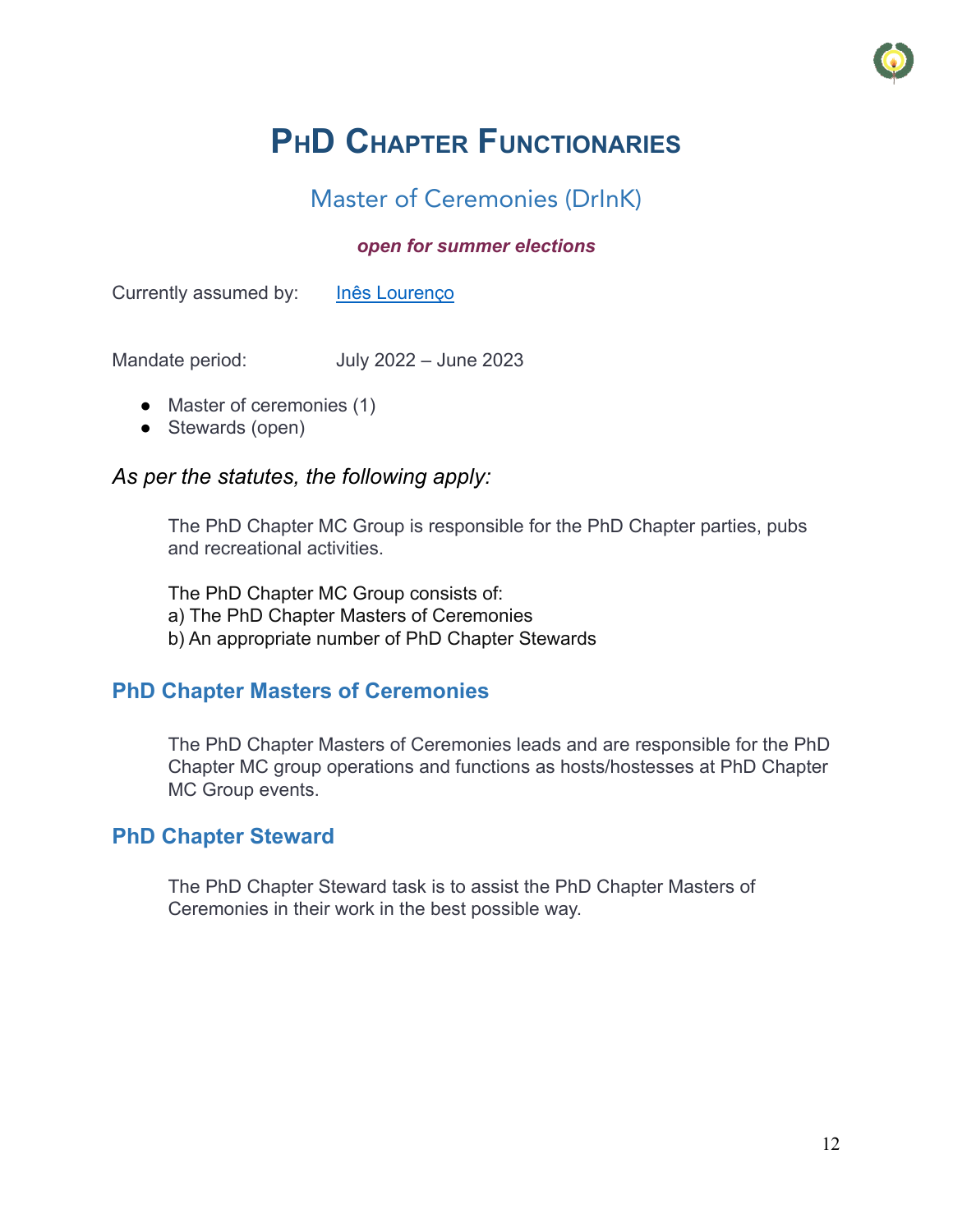# PhD Chapter Functionaries

## Master of Ceremonies (DrInK)

***open for summer elections***

Currently assumed by: [Inês Lourenço]

Mandate period: July 2022 – June 2023

- Master of ceremonies (1)
- Stewards (open)

*As per the statutes, the following apply:*

The PhD Chapter MC Group is responsible for the PhD Chapter parties, pubs and recreational activities.

The PhD Chapter MC Group consists of:
a) The PhD Chapter Masters of Ceremonies
b) An appropriate number of PhD Chapter Stewards

### PhD Chapter Masters of Ceremonies

The PhD Chapter Masters of Ceremonies leads and are responsible for the PhD Chapter MC group operations and functions as hosts/hostesses at PhD Chapter MC Group events.

### PhD Chapter Steward

The PhD Chapter Steward task is to assist the PhD Chapter Masters of Ceremonies in their work in the best possible way.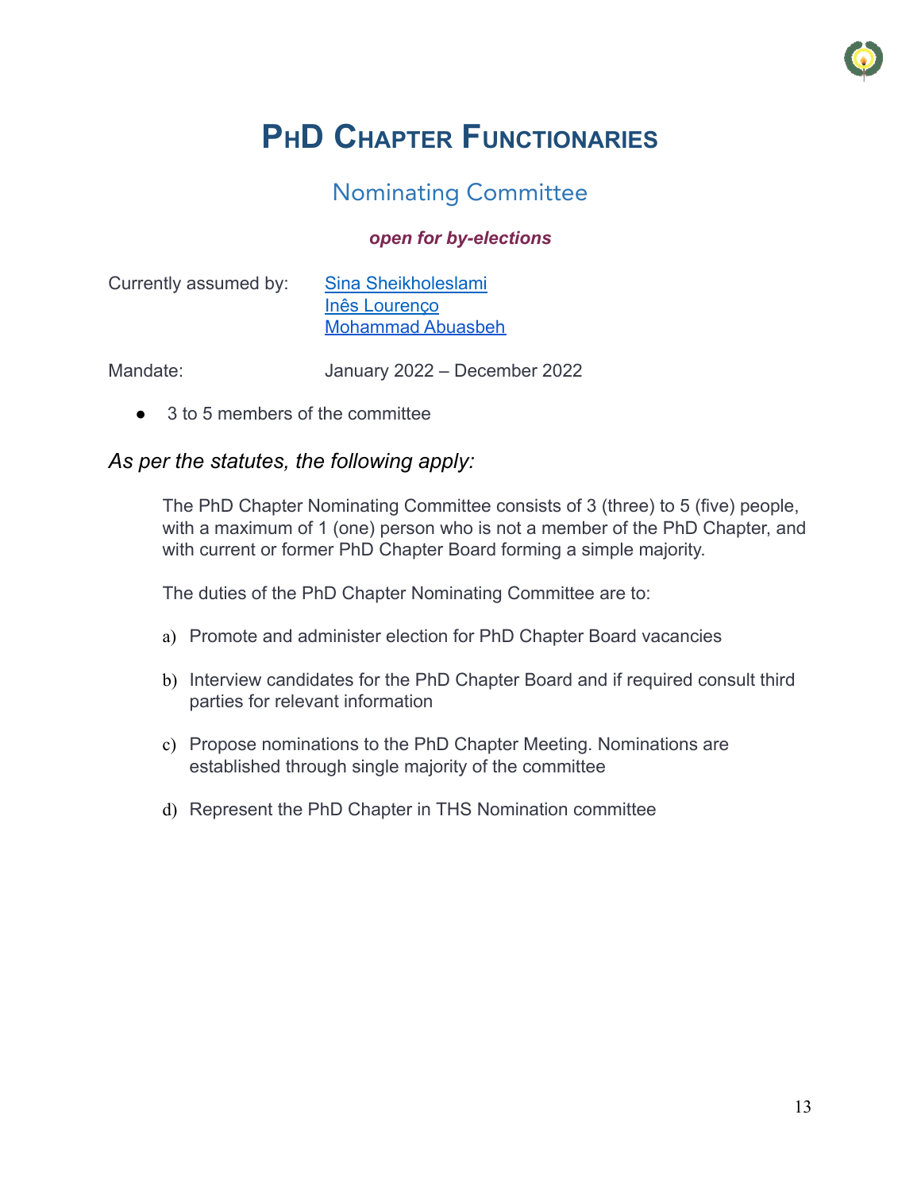# PhD Chapter Functionaries

## Nominating Committee

***open for by-elections***

Currently assumed by: Sina Sheikholeslami
Inês Lourenço
Mohammad Abuasbeh

Mandate: January 2022 – December 2022

- 3 to 5 members of the committee

### *As per the statutes, the following apply:*

The PhD Chapter Nominating Committee consists of 3 (three) to 5 (five) people, with a maximum of 1 (one) person who is not a member of the PhD Chapter, and with current or former PhD Chapter Board forming a simple majority.

The duties of the PhD Chapter Nominating Committee are to:

a) Promote and administer election for PhD Chapter Board vacancies

b) Interview candidates for the PhD Chapter Board and if required consult third parties for relevant information

c) Propose nominations to the PhD Chapter Meeting. Nominations are established through single majority of the committee

d) Represent the PhD Chapter in THS Nomination committee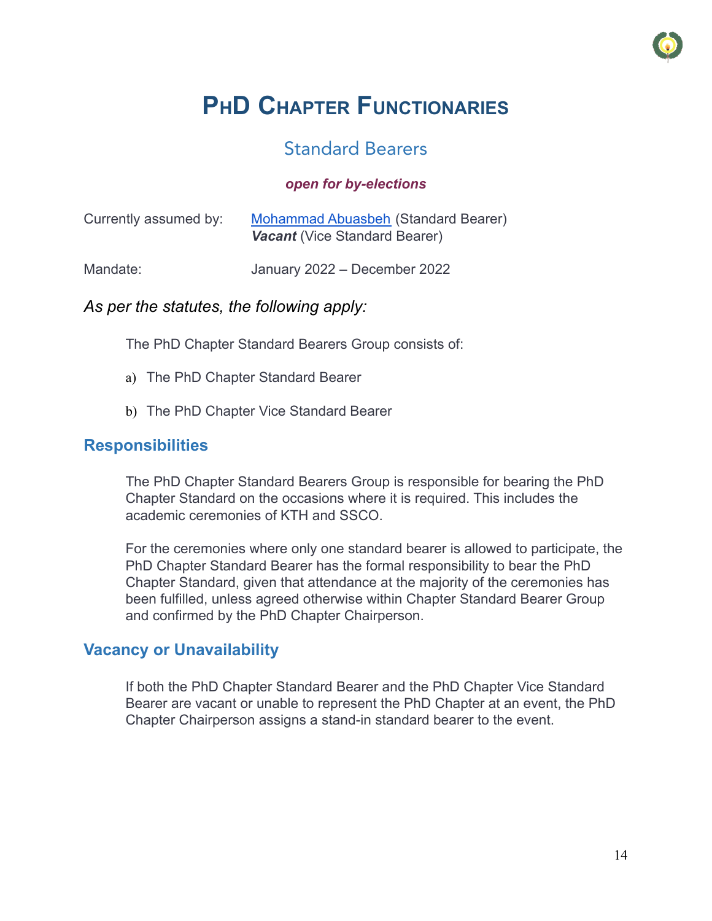# PhD Chapter Functionaries

## Standard Bearers

***open for by-elections***

Currently assumed by: Mohammad Abuasbeh (Standard Bearer)
***Vacant*** (Vice Standard Bearer)

Mandate: January 2022 – December 2022

*As per the statutes, the following apply:*

The PhD Chapter Standard Bearers Group consists of:

a) The PhD Chapter Standard Bearer

b) The PhD Chapter Vice Standard Bearer

### Responsibilities

The PhD Chapter Standard Bearers Group is responsible for bearing the PhD Chapter Standard on the occasions where it is required. This includes the academic ceremonies of KTH and SSCO.

For the ceremonies where only one standard bearer is allowed to participate, the PhD Chapter Standard Bearer has the formal responsibility to bear the PhD Chapter Standard, given that attendance at the majority of the ceremonies has been fulfilled, unless agreed otherwise within Chapter Standard Bearer Group and confirmed by the PhD Chapter Chairperson.

### Vacancy or Unavailability

If both the PhD Chapter Standard Bearer and the PhD Chapter Vice Standard Bearer are vacant or unable to represent the PhD Chapter at an event, the PhD Chapter Chairperson assigns a stand-in standard bearer to the event.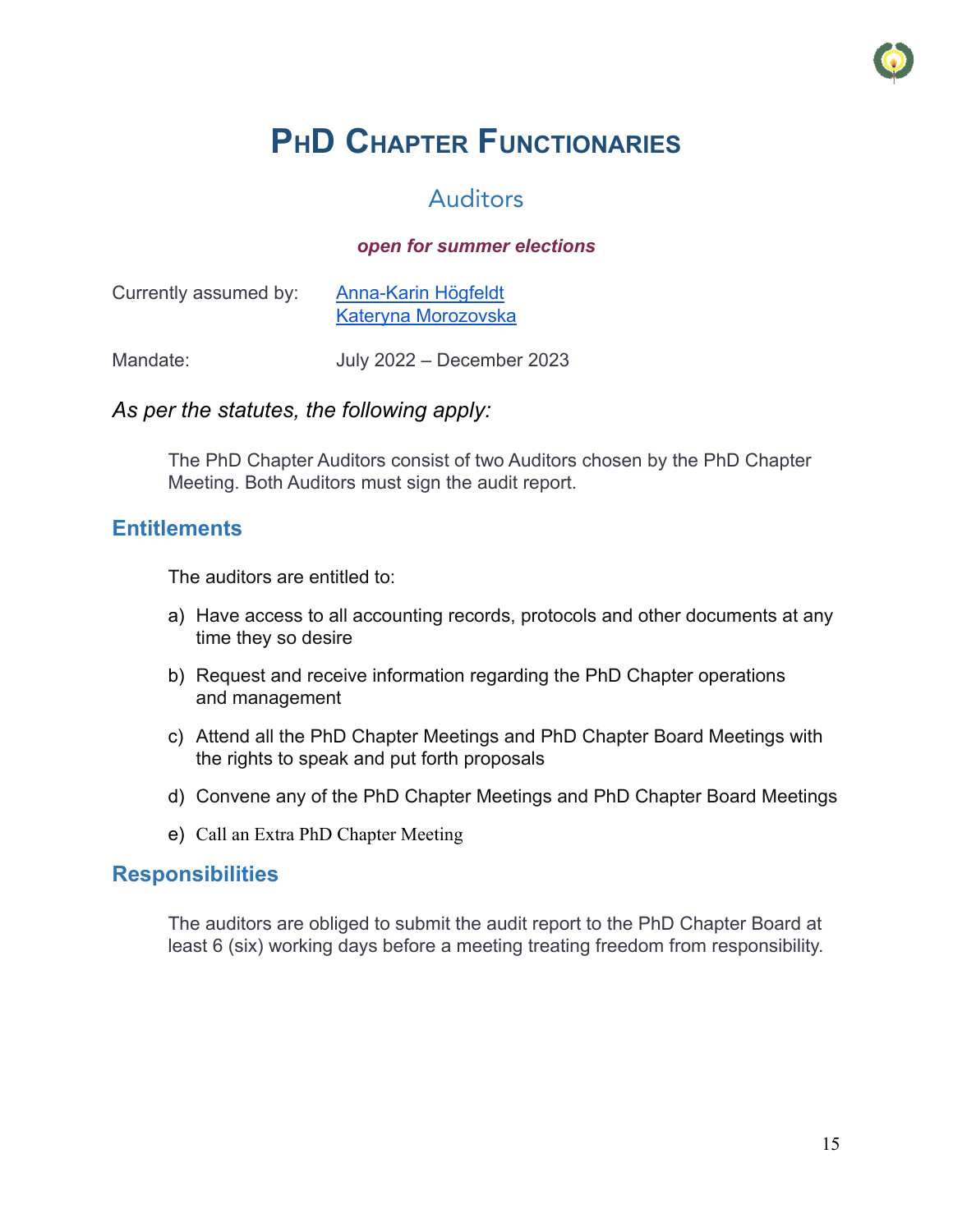# PhD Chapter Functionaries

## Auditors

***open for summer elections***

| | |
|---|---|
| Currently assumed by: | Anna-Karin Högfeldt<br>Kateryna Morozovska |
| Mandate: | July 2022 – December 2023 |

*As per the statutes, the following apply:*

The PhD Chapter Auditors consist of two Auditors chosen by the PhD Chapter Meeting. Both Auditors must sign the audit report.

### Entitlements

The auditors are entitled to:

a) Have access to all accounting records, protocols and other documents at any time they so desire

b) Request and receive information regarding the PhD Chapter operations and management

c) Attend all the PhD Chapter Meetings and PhD Chapter Board Meetings with the rights to speak and put forth proposals

d) Convene any of the PhD Chapter Meetings and PhD Chapter Board Meetings

e) Call an Extra PhD Chapter Meeting

### Responsibilities

The auditors are obliged to submit the audit report to the PhD Chapter Board at least 6 (six) working days before a meeting treating freedom from responsibility.